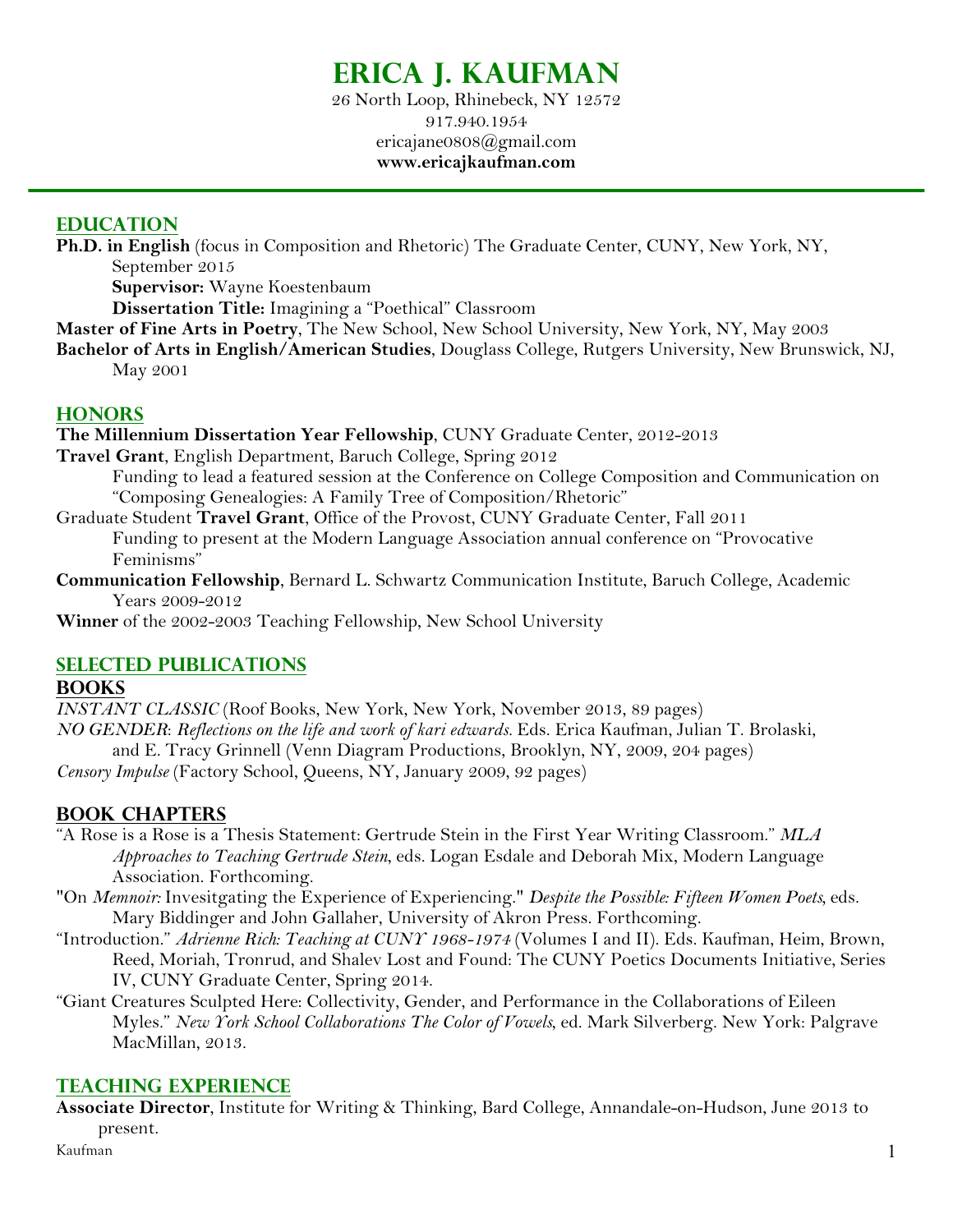# Erica J. Kaufman

26 North Loop, Rhinebeck, NY 12572
917.940.1954
ericajane0808@gmail.com
**www.ericajkaufman.com**

## Education

**Ph.D. in English** (focus in Composition and Rhetoric) The Graduate Center, CUNY, New York, NY, September 2015

**Supervisor:** Wayne Koestenbaum

**Dissertation Title:** Imagining a "Poethical" Classroom

**Master of Fine Arts in Poetry**, The New School, New School University, New York, NY, May 2003

**Bachelor of Arts in English/American Studies**, Douglass College, Rutgers University, New Brunswick, NJ, May 2001

## Honors

**The Millennium Dissertation Year Fellowship**, CUNY Graduate Center, 2012-2013

**Travel Grant**, English Department, Baruch College, Spring 2012

Funding to lead a featured session at the Conference on College Composition and Communication on "Composing Genealogies: A Family Tree of Composition/Rhetoric"

Graduate Student **Travel Grant**, Office of the Provost, CUNY Graduate Center, Fall 2011

Funding to present at the Modern Language Association annual conference on "Provocative Feminisms"

**Communication Fellowship**, Bernard L. Schwartz Communication Institute, Baruch College, Academic Years 2009-2012

**Winner** of the 2002-2003 Teaching Fellowship, New School University

## Selected Publications

### Books

*INSTANT CLASSIC* (Roof Books, New York, New York, November 2013, 89 pages)

*NO GENDER*: *Reflections on the life and work of kari edwards.* Eds. Erica Kaufman, Julian T. Brolaski, and E. Tracy Grinnell (Venn Diagram Productions, Brooklyn, NY, 2009, 204 pages)

*Censory Impulse* (Factory School, Queens, NY, January 2009, 92 pages)

### Book Chapters

"A Rose is a Rose is a Thesis Statement: Gertrude Stein in the First Year Writing Classroom." *MLA Approaches to Teaching Gertrude Stein*, eds. Logan Esdale and Deborah Mix, Modern Language Association. Forthcoming.

"On *Memnoir*: Invesitgating the Experience of Experiencing." *Despite the Possible: Fifteen Women Poets*, eds. Mary Biddinger and John Gallaher, University of Akron Press. Forthcoming.

"Introduction." *Adrienne Rich: Teaching at CUNY 1968-1974* (Volumes I and II). Eds. Kaufman, Heim, Brown, Reed, Moriah, Tronrud, and Shalev Lost and Found: The CUNY Poetics Documents Initiative, Series IV, CUNY Graduate Center, Spring 2014.

"Giant Creatures Sculpted Here: Collectivity, Gender, and Performance in the Collaborations of Eileen Myles." *New York School Collaborations The Color of Vowels*, ed. Mark Silverberg. New York: Palgrave MacMillan, 2013.

## Teaching Experience

**Associate Director**, Institute for Writing & Thinking, Bard College, Annandale-on-Hudson, June 2013 to present.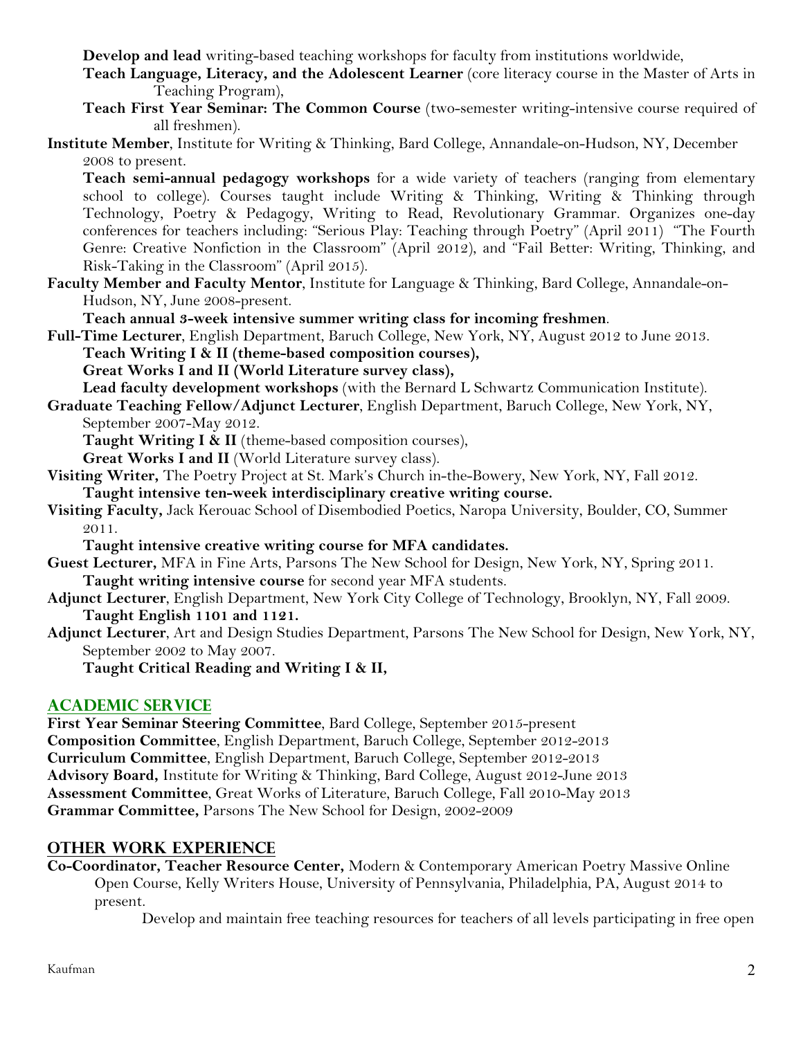**Develop and lead** writing-based teaching workshops for faculty from institutions worldwide,

**Teach Language, Literacy, and the Adolescent Learner** (core literacy course in the Master of Arts in Teaching Program),

**Teach First Year Seminar: The Common Course** (two-semester writing-intensive course required of all freshmen).

**Institute Member**, Institute for Writing & Thinking, Bard College, Annandale-on-Hudson, NY, December 2008 to present.

**Teach semi-annual pedagogy workshops** for a wide variety of teachers (ranging from elementary school to college). Courses taught include Writing & Thinking, Writing & Thinking through Technology, Poetry & Pedagogy, Writing to Read, Revolutionary Grammar. Organizes one-day conferences for teachers including: "Serious Play: Teaching through Poetry" (April 2011) "The Fourth Genre: Creative Nonfiction in the Classroom" (April 2012), and "Fail Better: Writing, Thinking, and Risk-Taking in the Classroom" (April 2015).

**Faculty Member and Faculty Mentor**, Institute for Language & Thinking, Bard College, Annandale-on-Hudson, NY, June 2008-present.

**Teach annual 3-week intensive summer writing class for incoming freshmen**.

**Full-Time Lecturer**, English Department, Baruch College, New York, NY, August 2012 to June 2013.

**Teach Writing I & II (theme-based composition courses),**

**Great Works I and II (World Literature survey class),**

**Lead faculty development workshops** (with the Bernard L Schwartz Communication Institute).

**Graduate Teaching Fellow/Adjunct Lecturer**, English Department, Baruch College, New York, NY, September 2007-May 2012.

**Taught Writing I & II** (theme-based composition courses),

**Great Works I and II** (World Literature survey class).

**Visiting Writer,** The Poetry Project at St. Mark's Church in-the-Bowery, New York, NY, Fall 2012.

**Taught intensive ten-week interdisciplinary creative writing course.**

**Visiting Faculty,** Jack Kerouac School of Disembodied Poetics, Naropa University, Boulder, CO, Summer 2011.

**Taught intensive creative writing course for MFA candidates.**

**Guest Lecturer,** MFA in Fine Arts, Parsons The New School for Design, New York, NY, Spring 2011.

**Taught writing intensive course** for second year MFA students.

**Adjunct Lecturer**, English Department, New York City College of Technology, Brooklyn, NY, Fall 2009.

**Taught English 1101 and 1121.**

**Adjunct Lecturer**, Art and Design Studies Department, Parsons The New School for Design, New York, NY, September 2002 to May 2007.

**Taught Critical Reading and Writing I & II,**

## ACADEMIC SERVICE

**First Year Seminar Steering Committee**, Bard College, September 2015-present
**Composition Committee**, English Department, Baruch College, September 2012-2013
**Curriculum Committee**, English Department, Baruch College, September 2012-2013
**Advisory Board,** Institute for Writing & Thinking, Bard College, August 2012-June 2013
**Assessment Committee**, Great Works of Literature, Baruch College, Fall 2010-May 2013
**Grammar Committee,** Parsons The New School for Design, 2002-2009

## OTHER WORK EXPERIENCE

**Co-Coordinator, Teacher Resource Center,** Modern & Contemporary American Poetry Massive Online Open Course, Kelly Writers House, University of Pennsylvania, Philadelphia, PA, August 2014 to present.

Develop and maintain free teaching resources for teachers of all levels participating in free open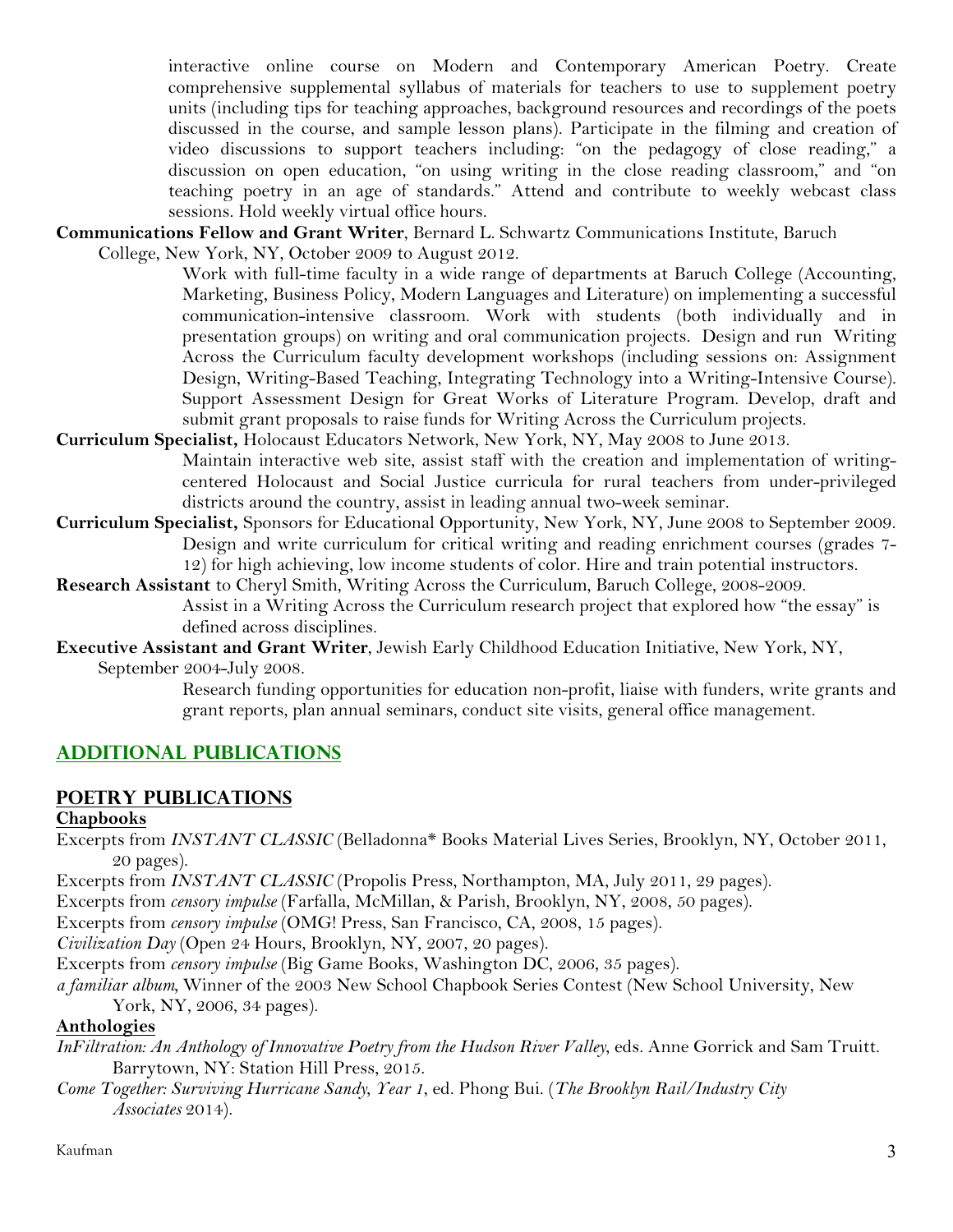interactive online course on Modern and Contemporary American Poetry. Create comprehensive supplemental syllabus of materials for teachers to use to supplement poetry units (including tips for teaching approaches, background resources and recordings of the poets discussed in the course, and sample lesson plans). Participate in the filming and creation of video discussions to support teachers including: "on the pedagogy of close reading," a discussion on open education, "on using writing in the close reading classroom," and "on teaching poetry in an age of standards." Attend and contribute to weekly webcast class sessions. Hold weekly virtual office hours.

**Communications Fellow and Grant Writer**, Bernard L. Schwartz Communications Institute, Baruch College, New York, NY, October 2009 to August 2012.

Work with full-time faculty in a wide range of departments at Baruch College (Accounting, Marketing, Business Policy, Modern Languages and Literature) on implementing a successful communication-intensive classroom. Work with students (both individually and in presentation groups) on writing and oral communication projects. Design and run Writing Across the Curriculum faculty development workshops (including sessions on: Assignment Design, Writing-Based Teaching, Integrating Technology into a Writing-Intensive Course). Support Assessment Design for Great Works of Literature Program. Develop, draft and submit grant proposals to raise funds for Writing Across the Curriculum projects.

**Curriculum Specialist,** Holocaust Educators Network, New York, NY, May 2008 to June 2013.

Maintain interactive web site, assist staff with the creation and implementation of writing-centered Holocaust and Social Justice curricula for rural teachers from under-privileged districts around the country, assist in leading annual two-week seminar.

**Curriculum Specialist,** Sponsors for Educational Opportunity, New York, NY, June 2008 to September 2009.

Design and write curriculum for critical writing and reading enrichment courses (grades 7-12) for high achieving, low income students of color. Hire and train potential instructors.

**Research Assistant** to Cheryl Smith, Writing Across the Curriculum, Baruch College, 2008-2009.

Assist in a Writing Across the Curriculum research project that explored how "the essay" is defined across disciplines.

**Executive Assistant and Grant Writer**, Jewish Early Childhood Education Initiative, New York, NY, September 2004-July 2008.

Research funding opportunities for education non-profit, liaise with funders, write grants and grant reports, plan annual seminars, conduct site visits, general office management.

## ADDITIONAL PUBLICATIONS

### POETRY PUBLICATIONS

**Chapbooks**

Excerpts from *INSTANT CLASSIC* (Belladonna* Books Material Lives Series, Brooklyn, NY, October 2011, 20 pages).

Excerpts from *INSTANT CLASSIC* (Propolis Press, Northampton, MA, July 2011, 29 pages).

Excerpts from *censory impulse* (Farfalla, McMillan, & Parish, Brooklyn, NY, 2008, 50 pages).

Excerpts from *censory impulse* (OMG! Press, San Francisco, CA, 2008, 15 pages).

*Civilization Day* (Open 24 Hours, Brooklyn, NY, 2007, 20 pages).

Excerpts from *censory impulse* (Big Game Books, Washington DC, 2006, 35 pages).

*a familiar album*, Winner of the 2003 New School Chapbook Series Contest (New School University, New York, NY, 2006, 34 pages).

**Anthologies**

*InFiltration: An Anthology of Innovative Poetry from the Hudson River Valley*, eds. Anne Gorrick and Sam Truitt. Barrytown, NY: Station Hill Press, 2015.

*Come Together: Surviving Hurricane Sandy, Year 1*, ed. Phong Bui. (*The Brooklyn Rail/Industry City Associates* 2014).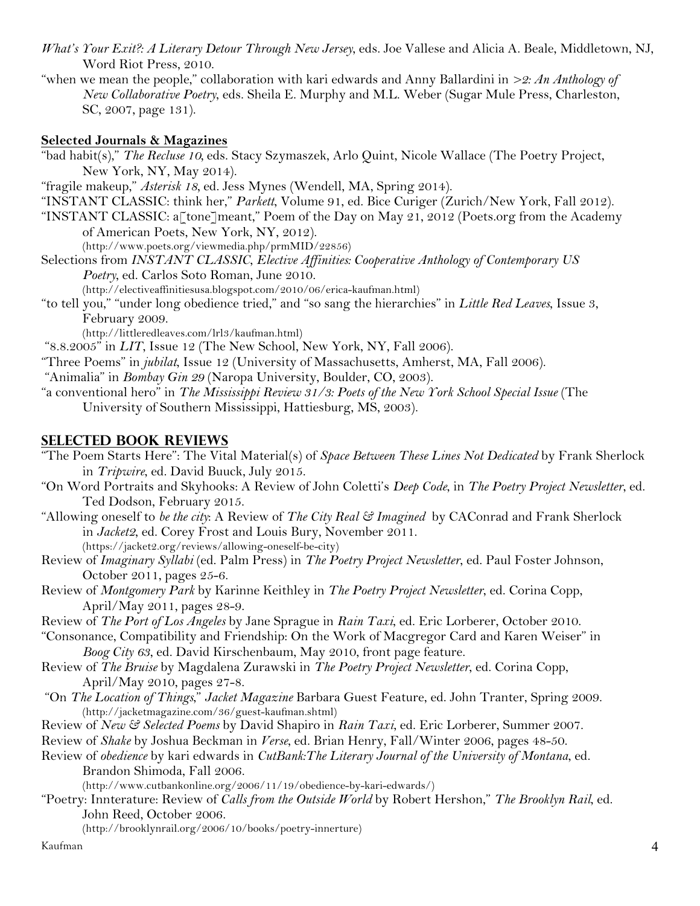*What's Your Exit?: A Literary Detour Through New Jersey*, eds. Joe Vallese and Alicia A. Beale, Middletown, NJ, Word Riot Press, 2010.

"when we mean the people," collaboration with kari edwards and Anny Ballardini in *>2: An Anthology of New Collaborative Poetry*, eds. Sheila E. Murphy and M.L. Weber (Sugar Mule Press, Charleston, SC, 2007, page 131).

**Selected Journals & Magazines**

"bad habit(s)," *The Recluse 10*, eds. Stacy Szymaszek, Arlo Quint, Nicole Wallace (The Poetry Project, New York, NY, May 2014).

"fragile makeup," *Asterisk 18*, ed. Jess Mynes (Wendell, MA, Spring 2014).

"INSTANT CLASSIC: think her," *Parkett*, Volume 91, ed. Bice Curiger (Zurich/New York, Fall 2012).

"INSTANT CLASSIC: a[tone]meant," Poem of the Day on May 21, 2012 (Poets.org from the Academy of American Poets, New York, NY, 2012).
(http://www.poets.org/viewmedia.php/prmMID/22856)

Selections from *INSTANT CLASSIC*, *Elective Affinities: Cooperative Anthology of Contemporary US Poetry*, ed. Carlos Soto Roman, June 2010.
(http://electiveaffinitiesusa.blogspot.com/2010/06/erica-kaufman.html)

"to tell you," "under long obedience tried," and "so sang the hierarchies" in *Little Red Leaves*, Issue 3, February 2009.
(http://littleredleaves.com/lrl3/kaufman.html)

"8.8.2005" in *LIT*, Issue 12 (The New School, New York, NY, Fall 2006).

"Three Poems" in *jubilat*, Issue 12 (University of Massachusetts, Amherst, MA, Fall 2006).

"Animalia" in *Bombay Gin 29* (Naropa University, Boulder, CO, 2003).

"a conventional hero" in *The Mississippi Review 31/3: Poets of the New York School Special Issue* (The University of Southern Mississippi, Hattiesburg, MS, 2003).

## SELECTED BOOK REVIEWS

"The Poem Starts Here": The Vital Material(s) of *Space Between These Lines Not Dedicated* by Frank Sherlock in *Tripwire*, ed. David Buuck, July 2015.

"On Word Portraits and Skyhooks: A Review of John Coletti's *Deep Code*, in *The Poetry Project Newsletter*, ed. Ted Dodson, February 2015.

"Allowing oneself to *be the city*: A Review of *The City Real & Imagined* by CAConrad and Frank Sherlock in *Jacket2*, ed. Corey Frost and Louis Bury, November 2011.
(https://jacket2.org/reviews/allowing-oneself-be-city)

Review of *Imaginary Syllabi* (ed. Palm Press) in *The Poetry Project Newsletter*, ed. Paul Foster Johnson, October 2011, pages 25-6.

Review of *Montgomery Park* by Karinne Keithley in *The Poetry Project Newsletter*, ed. Corina Copp, April/May 2011, pages 28-9.

Review of *The Port of Los Angeles* by Jane Sprague in *Rain Taxi*, ed. Eric Lorberer, October 2010.

"Consonance, Compatibility and Friendship: On the Work of Macgregor Card and Karen Weiser" in *Boog City 63*, ed. David Kirschenbaum, May 2010, front page feature.

Review of *The Bruise* by Magdalena Zurawski in *The Poetry Project Newsletter*, ed. Corina Copp, April/May 2010, pages 27-8.

"On *The Location of Things*," *Jacket Magazine* Barbara Guest Feature, ed. John Tranter, Spring 2009.
(http://jacketmagazine.com/36/guest-kaufman.shtml)

Review of *New & Selected Poems* by David Shapiro in *Rain Taxi*, ed. Eric Lorberer, Summer 2007.

Review of *Shake* by Joshua Beckman in *Verse*, ed. Brian Henry, Fall/Winter 2006, pages 48-50.

Review of *obedience* by kari edwards in *CutBank:The Literary Journal of the University of Montana*, ed. Brandon Shimoda, Fall 2006.
(http://www.cutbankonline.org/2006/11/19/obedience-by-kari-edwards/)

"Poetry: Innterature: Review of *Calls from the Outside World* by Robert Hershon," *The Brooklyn Rail*, ed. John Reed, October 2006.
(http://brooklynrail.org/2006/10/books/poetry-innerture)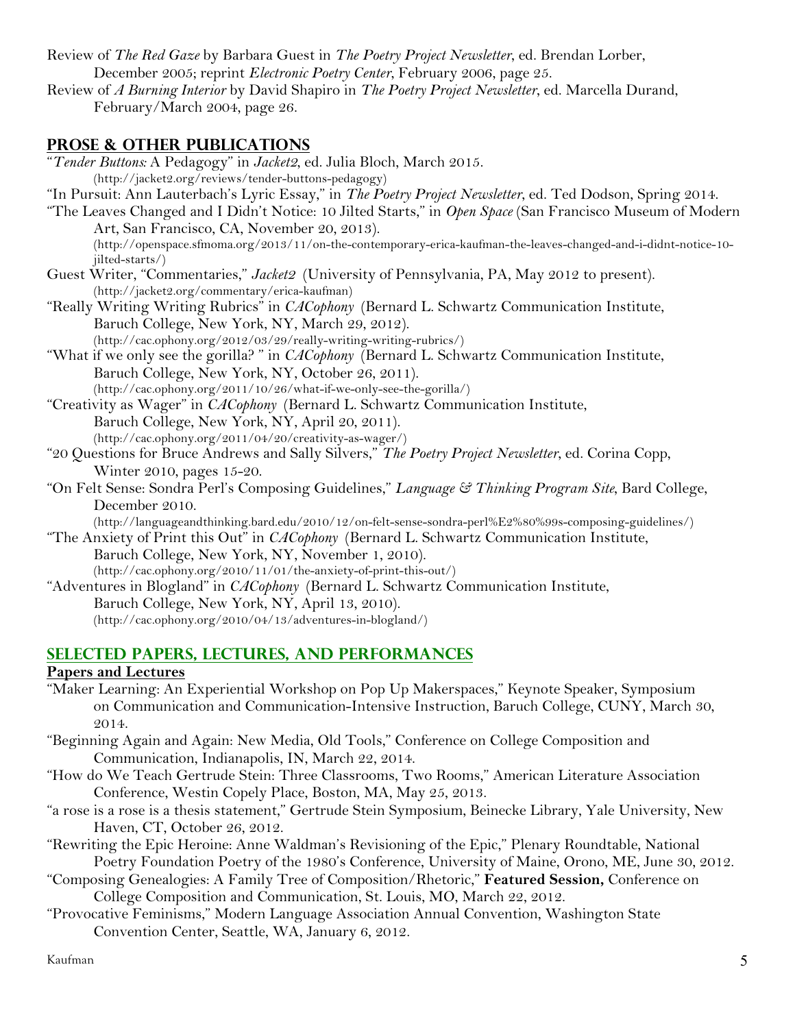Review of *The Red Gaze* by Barbara Guest in *The Poetry Project Newsletter*, ed. Brendan Lorber, December 2005; reprint *Electronic Poetry Center*, February 2006, page 25.

Review of *A Burning Interior* by David Shapiro in *The Poetry Project Newsletter*, ed. Marcella Durand, February/March 2004, page 26.

## PROSE & OTHER PUBLICATIONS

"*Tender Buttons*: A Pedagogy" in *Jacket2*, ed. Julia Bloch, March 2015. (http://jacket2.org/reviews/tender-buttons-pedagogy)

"In Pursuit: Ann Lauterbach's Lyric Essay," in *The Poetry Project Newsletter*, ed. Ted Dodson, Spring 2014.

"The Leaves Changed and I Didn't Notice: 10 Jilted Starts," in *Open Space* (San Francisco Museum of Modern Art, San Francisco, CA, November 20, 2013). (http://openspace.sfmoma.org/2013/11/on-the-contemporary-erica-kaufman-the-leaves-changed-and-i-didnt-notice-10-jilted-starts/)

Guest Writer, "Commentaries," *Jacket2* (University of Pennsylvania, PA, May 2012 to present). (http://jacket2.org/commentary/erica-kaufman)

"Really Writing Writing Rubrics" in *CACophony* (Bernard L. Schwartz Communication Institute, Baruch College, New York, NY, March 29, 2012). (http://cac.ophony.org/2012/03/29/really-writing-writing-rubrics/)

"What if we only see the gorilla? " in *CACophony* (Bernard L. Schwartz Communication Institute, Baruch College, New York, NY, October 26, 2011). (http://cac.ophony.org/2011/10/26/what-if-we-only-see-the-gorilla/)

"Creativity as Wager" in *CACophony* (Bernard L. Schwartz Communication Institute, Baruch College, New York, NY, April 20, 2011). (http://cac.ophony.org/2011/04/20/creativity-as-wager/)

"20 Questions for Bruce Andrews and Sally Silvers," *The Poetry Project Newsletter*, ed. Corina Copp, Winter 2010, pages 15-20.

"On Felt Sense: Sondra Perl's Composing Guidelines," *Language & Thinking Program Site*, Bard College, December 2010. (http://languageandthinking.bard.edu/2010/12/on-felt-sense-sondra-perl%E2%80%99s-composing-guidelines/)

"The Anxiety of Print this Out" in *CACophony* (Bernard L. Schwartz Communication Institute, Baruch College, New York, NY, November 1, 2010). (http://cac.ophony.org/2010/11/01/the-anxiety-of-print-this-out/)

"Adventures in Blogland" in *CACophony* (Bernard L. Schwartz Communication Institute, Baruch College, New York, NY, April 13, 2010). (http://cac.ophony.org/2010/04/13/adventures-in-blogland/)

## SELECTED PAPERS, LECTURES, AND PERFORMANCES

### Papers and Lectures

"Maker Learning: An Experiential Workshop on Pop Up Makerspaces," Keynote Speaker, Symposium on Communication and Communication-Intensive Instruction, Baruch College, CUNY, March 30, 2014.

"Beginning Again and Again: New Media, Old Tools," Conference on College Composition and Communication, Indianapolis, IN, March 22, 2014.

"How do We Teach Gertrude Stein: Three Classrooms, Two Rooms," American Literature Association Conference, Westin Copely Place, Boston, MA, May 25, 2013.

"a rose is a rose is a thesis statement," Gertrude Stein Symposium, Beinecke Library, Yale University, New Haven, CT, October 26, 2012.

"Rewriting the Epic Heroine: Anne Waldman's Revisioning of the Epic," Plenary Roundtable, National Poetry Foundation Poetry of the 1980's Conference, University of Maine, Orono, ME, June 30, 2012.

"Composing Genealogies: A Family Tree of Composition/Rhetoric," **Featured Session,** Conference on College Composition and Communication, St. Louis, MO, March 22, 2012.

"Provocative Feminisms," Modern Language Association Annual Convention, Washington State Convention Center, Seattle, WA, January 6, 2012.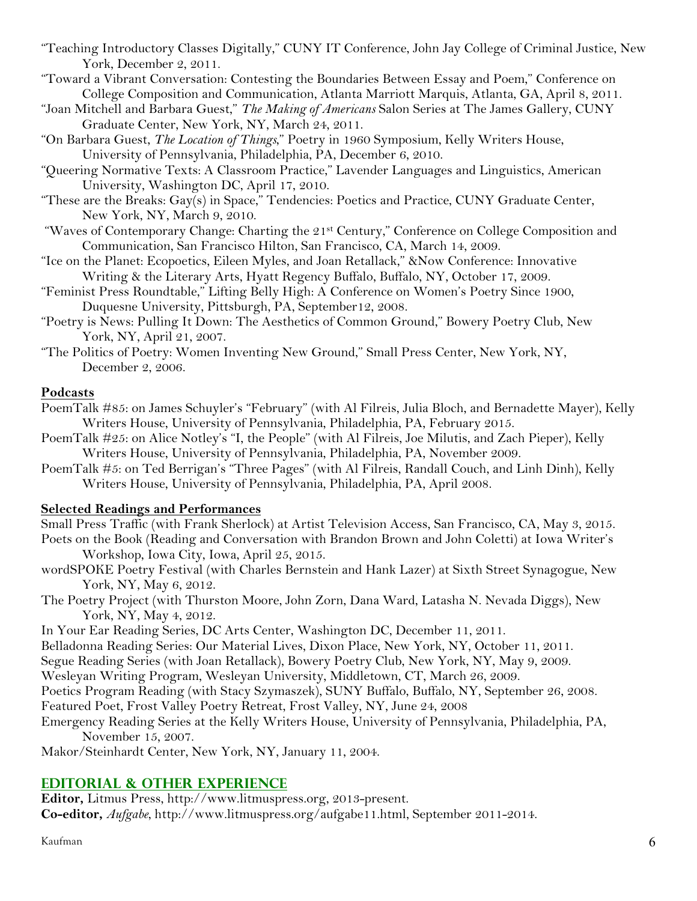"Teaching Introductory Classes Digitally," CUNY IT Conference, John Jay College of Criminal Justice, New York, December 2, 2011.

"Toward a Vibrant Conversation: Contesting the Boundaries Between Essay and Poem," Conference on College Composition and Communication, Atlanta Marriott Marquis, Atlanta, GA, April 8, 2011.

"Joan Mitchell and Barbara Guest," *The Making of Americans* Salon Series at The James Gallery, CUNY Graduate Center, New York, NY, March 24, 2011.

"On Barbara Guest, *The Location of Things*," Poetry in 1960 Symposium, Kelly Writers House, University of Pennsylvania, Philadelphia, PA, December 6, 2010.

"Queering Normative Texts: A Classroom Practice," Lavender Languages and Linguistics, American University, Washington DC, April 17, 2010.

"These are the Breaks: Gay(s) in Space," Tendencies: Poetics and Practice, CUNY Graduate Center, New York, NY, March 9, 2010.

"Waves of Contemporary Change: Charting the 21st Century," Conference on College Composition and Communication, San Francisco Hilton, San Francisco, CA, March 14, 2009.

"Ice on the Planet: Ecopoetics, Eileen Myles, and Joan Retallack," &Now Conference: Innovative Writing & the Literary Arts, Hyatt Regency Buffalo, Buffalo, NY, October 17, 2009.

"Feminist Press Roundtable," Lifting Belly High: A Conference on Women's Poetry Since 1900, Duquesne University, Pittsburgh, PA, September12, 2008.

"Poetry is News: Pulling It Down: The Aesthetics of Common Ground," Bowery Poetry Club, New York, NY, April 21, 2007.

"The Politics of Poetry: Women Inventing New Ground," Small Press Center, New York, NY, December 2, 2006.

**Podcasts**

PoemTalk #85: on James Schuyler's "February" (with Al Filreis, Julia Bloch, and Bernadette Mayer), Kelly Writers House, University of Pennsylvania, Philadelphia, PA, February 2015.

PoemTalk #25: on Alice Notley's "I, the People" (with Al Filreis, Joe Milutis, and Zach Pieper), Kelly Writers House, University of Pennsylvania, Philadelphia, PA, November 2009.

PoemTalk #5: on Ted Berrigan's "Three Pages" (with Al Filreis, Randall Couch, and Linh Dinh), Kelly Writers House, University of Pennsylvania, Philadelphia, PA, April 2008.

**Selected Readings and Performances**

Small Press Traffic (with Frank Sherlock) at Artist Television Access, San Francisco, CA, May 3, 2015.

Poets on the Book (Reading and Conversation with Brandon Brown and John Coletti) at Iowa Writer's Workshop, Iowa City, Iowa, April 25, 2015.

wordSPOKE Poetry Festival (with Charles Bernstein and Hank Lazer) at Sixth Street Synagogue, New York, NY, May 6, 2012.

The Poetry Project (with Thurston Moore, John Zorn, Dana Ward, Latasha N. Nevada Diggs), New York, NY, May 4, 2012.

In Your Ear Reading Series, DC Arts Center, Washington DC, December 11, 2011.

Belladonna Reading Series: Our Material Lives, Dixon Place, New York, NY, October 11, 2011.

Segue Reading Series (with Joan Retallack), Bowery Poetry Club, New York, NY, May 9, 2009.

Wesleyan Writing Program, Wesleyan University, Middletown, CT, March 26, 2009.

Poetics Program Reading (with Stacy Szymaszek), SUNY Buffalo, Buffalo, NY, September 26, 2008.

Featured Poet, Frost Valley Poetry Retreat, Frost Valley, NY, June 24, 2008

Emergency Reading Series at the Kelly Writers House, University of Pennsylvania, Philadelphia, PA, November 15, 2007.

Makor/Steinhardt Center, New York, NY, January 11, 2004.

## EDITORIAL & OTHER EXPERIENCE

**Editor,** Litmus Press, http://www.litmuspress.org, 2013-present.

**Co-editor,** *Aufgabe*, http://www.litmuspress.org/aufgabe11.html, September 2011-2014.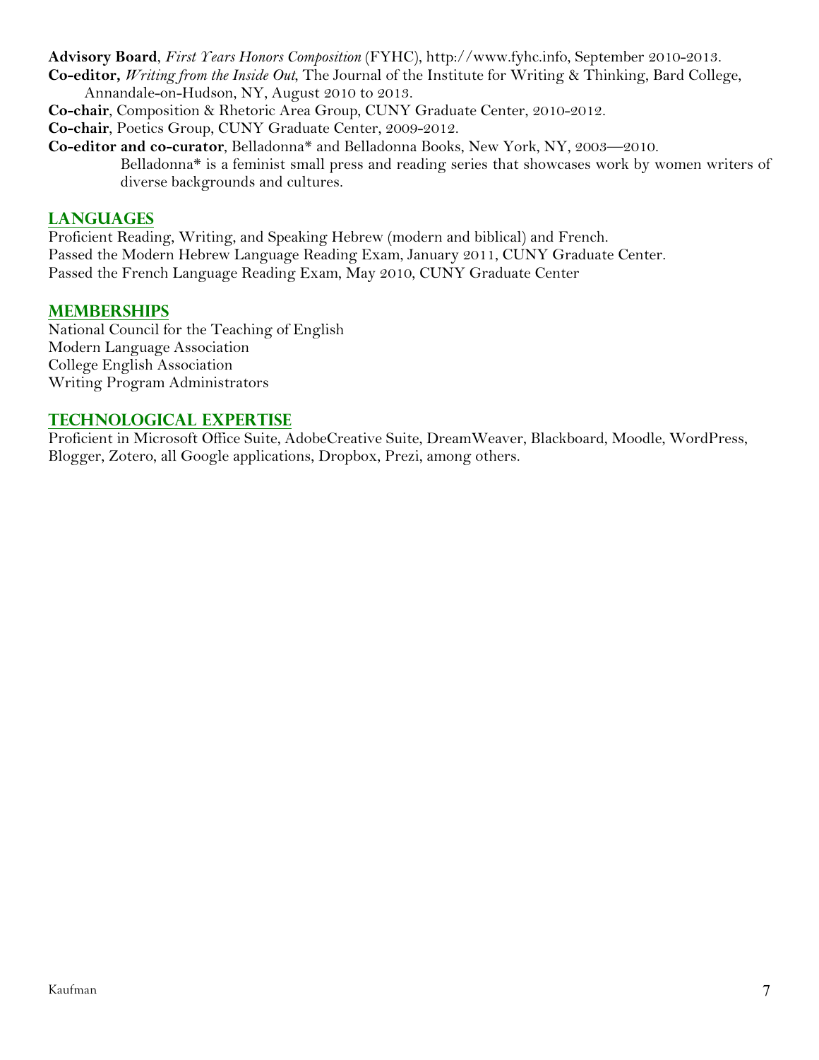**Advisory Board**, *First Years Honors Composition* (FYHC), http://www.fyhc.info, September 2010-2013.
**Co-editor,** *Writing from the Inside Out,* The Journal of the Institute for Writing & Thinking, Bard College, Annandale-on-Hudson, NY, August 2010 to 2013.
**Co-chair**, Composition & Rhetoric Area Group, CUNY Graduate Center, 2010-2012.
**Co-chair**, Poetics Group, CUNY Graduate Center, 2009-2012.
**Co-editor and co-curator**, Belladonna* and Belladonna Books, New York, NY, 2003—2010.
Belladonna* is a feminist small press and reading series that showcases work by women writers of diverse backgrounds and cultures.

## Languages

Proficient Reading, Writing, and Speaking Hebrew (modern and biblical) and French.
Passed the Modern Hebrew Language Reading Exam, January 2011, CUNY Graduate Center.
Passed the French Language Reading Exam, May 2010, CUNY Graduate Center

## Memberships

National Council for the Teaching of English
Modern Language Association
College English Association
Writing Program Administrators

## Technological Expertise

Proficient in Microsoft Office Suite, AdobeCreative Suite, DreamWeaver, Blackboard, Moodle, WordPress, Blogger, Zotero, all Google applications, Dropbox, Prezi, among others.